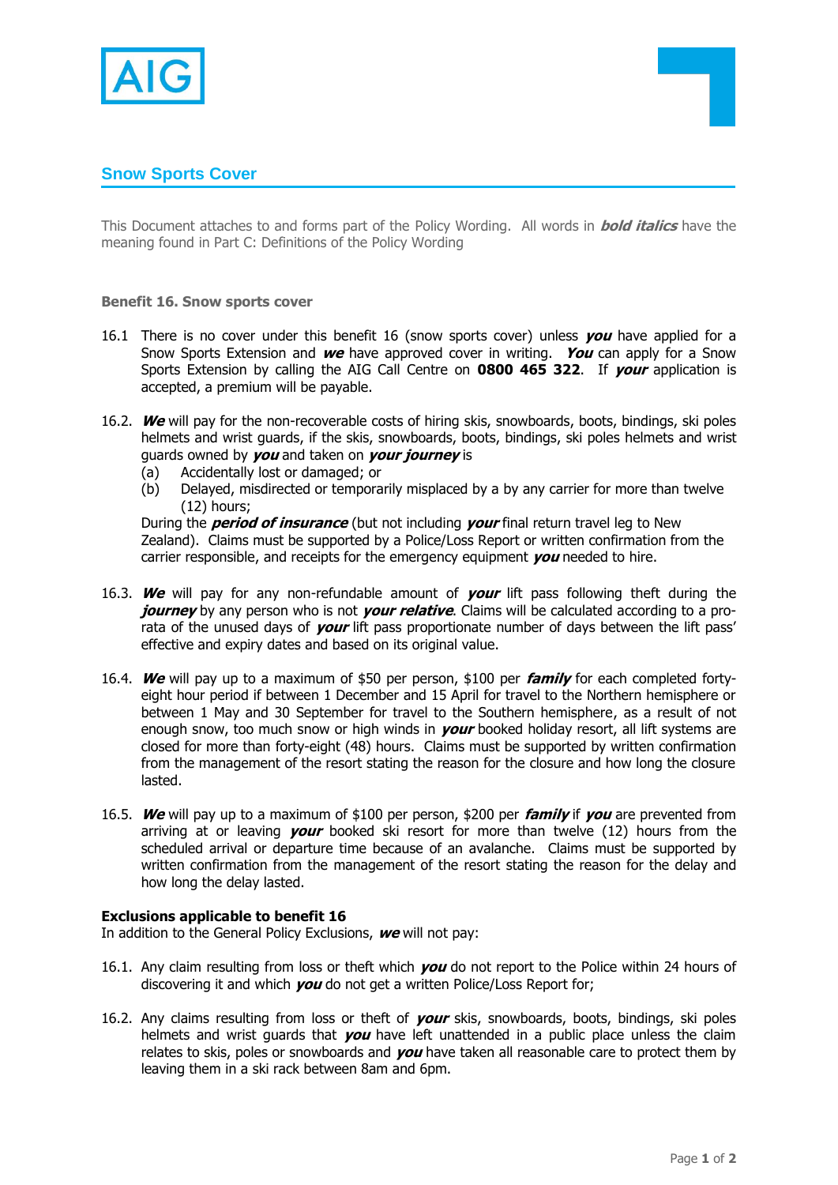AIG

## Snow Sports Cover

This Document attaches to and forms part of the Policy Wording. All words in ***bold italics*** have the meaning found in Part C: Definitions of the Policy Wording

**Benefit 16. Snow sports cover**

16.1 There is no cover under this benefit 16 (snow sports cover) unless ***you*** have applied for a Snow Sports Extension and ***we*** have approved cover in writing. ***You*** can apply for a Snow Sports Extension by calling the AIG Call Centre on **0800 465 322**. If ***your*** application is accepted, a premium will be payable.

16.2. ***We*** will pay for the non-recoverable costs of hiring skis, snowboards, boots, bindings, ski poles helmets and wrist guards, if the skis, snowboards, boots, bindings, ski poles helmets and wrist guards owned by ***you*** and taken on ***your journey*** is

(a) Accidentally lost or damaged; or
(b) Delayed, misdirected or temporarily misplaced by a by any carrier for more than twelve (12) hours;

During the ***period of insurance*** (but not including ***your*** final return travel leg to New Zealand). Claims must be supported by a Police/Loss Report or written confirmation from the carrier responsible, and receipts for the emergency equipment ***you*** needed to hire.

16.3. ***We*** will pay for any non-refundable amount of ***your*** lift pass following theft during the ***journey*** by any person who is not ***your relative***. Claims will be calculated according to a pro-rata of the unused days of ***your*** lift pass proportionate number of days between the lift pass' effective and expiry dates and based on its original value.

16.4. ***We*** will pay up to a maximum of $50 per person, $100 per ***family*** for each completed forty-eight hour period if between 1 December and 15 April for travel to the Northern hemisphere or between 1 May and 30 September for travel to the Southern hemisphere, as a result of not enough snow, too much snow or high winds in ***your*** booked holiday resort, all lift systems are closed for more than forty-eight (48) hours. Claims must be supported by written confirmation from the management of the resort stating the reason for the closure and how long the closure lasted.

16.5. ***We*** will pay up to a maximum of $100 per person, $200 per ***family*** if ***you*** are prevented from arriving at or leaving ***your*** booked ski resort for more than twelve (12) hours from the scheduled arrival or departure time because of an avalanche. Claims must be supported by written confirmation from the management of the resort stating the reason for the delay and how long the delay lasted.

**Exclusions applicable to benefit 16**

In addition to the General Policy Exclusions, ***we*** will not pay:

16.1. Any claim resulting from loss or theft which ***you*** do not report to the Police within 24 hours of discovering it and which ***you*** do not get a written Police/Loss Report for;

16.2. Any claims resulting from loss or theft of ***your*** skis, snowboards, boots, bindings, ski poles helmets and wrist guards that ***you*** have left unattended in a public place unless the claim relates to skis, poles or snowboards and ***you*** have taken all reasonable care to protect them by leaving them in a ski rack between 8am and 6pm.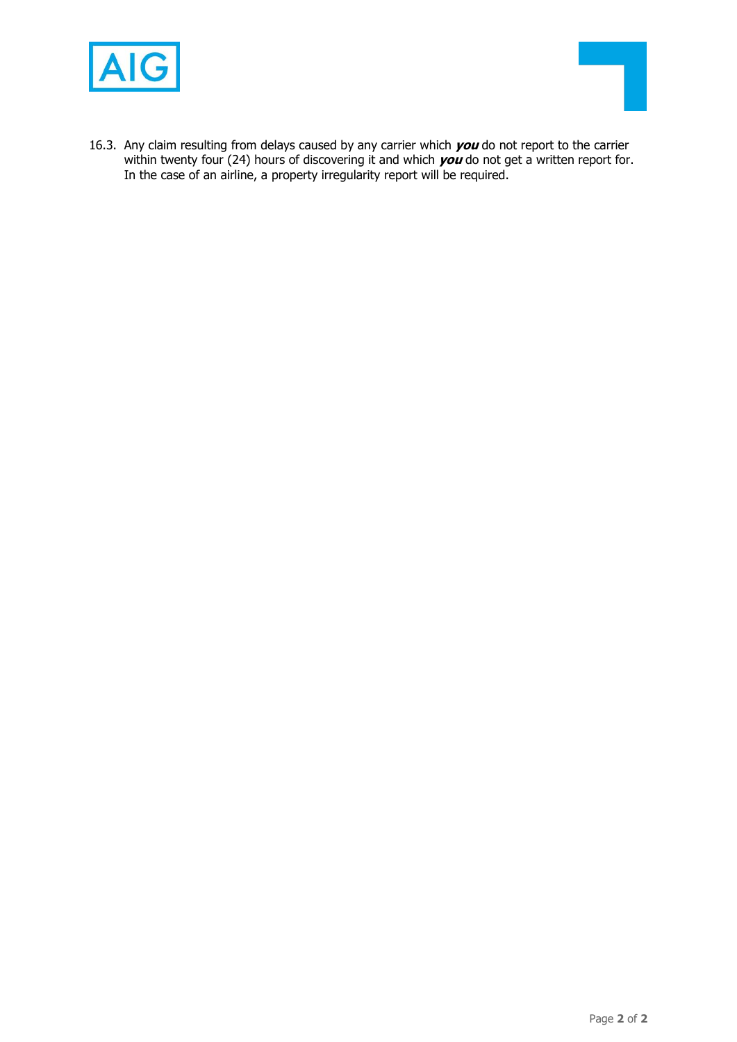16.3. Any claim resulting from delays caused by any carrier which ***you*** do not report to the carrier within twenty four (24) hours of discovering it and which ***you*** do not get a written report for. In the case of an airline, a property irregularity report will be required.